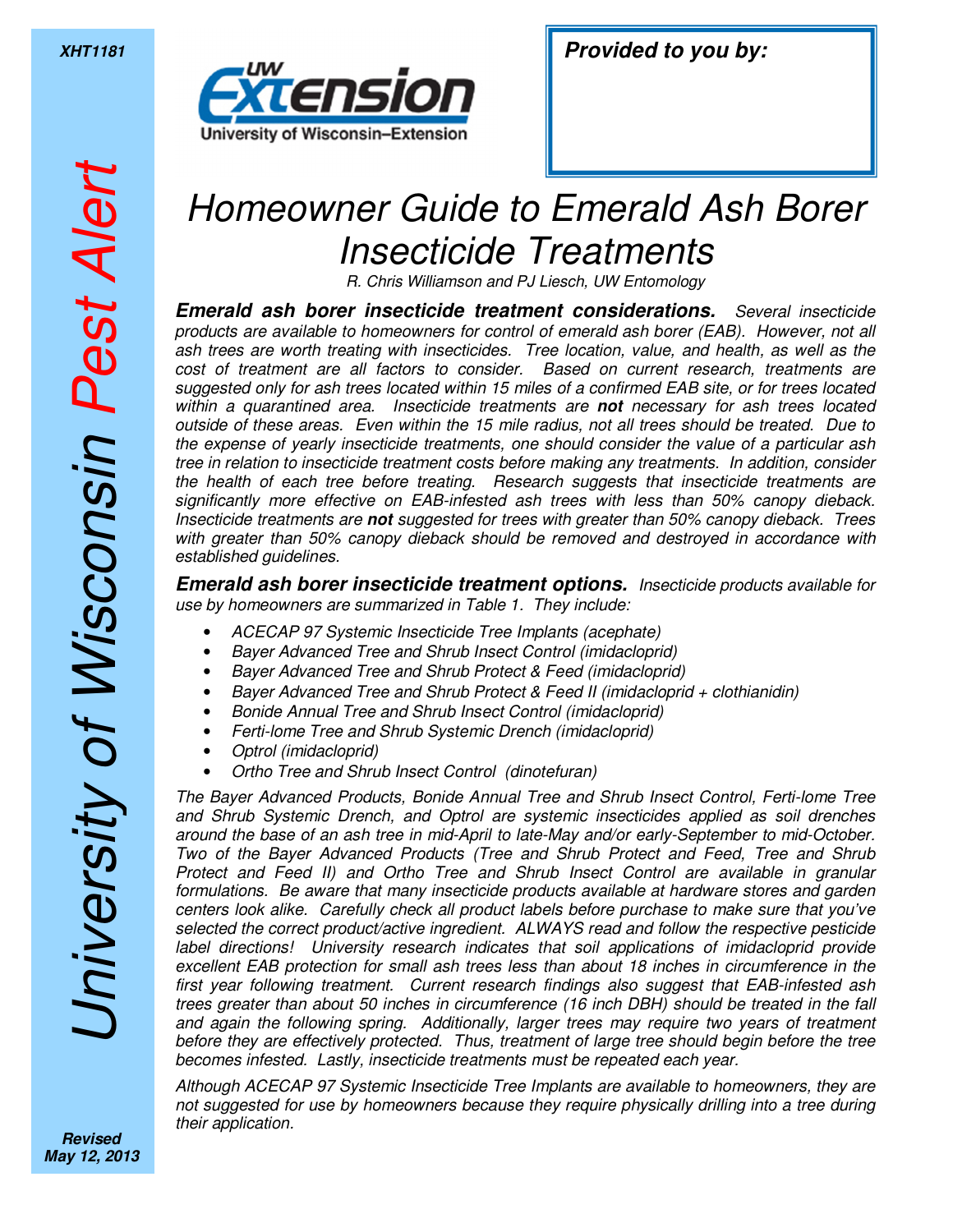XHT1181

University of Wisconsin Pest Alert

**Provided to you by:**

# *Homeowner Guide to Emerald Ash Borer Insecticide Treatments*

*R. Chris Williamson and PJ Liesch, UW Entomology*

***Emerald ash borer insecticide treatment considerations.*** *Several insecticide products are available to homeowners for control of emerald ash borer (EAB). However, not all ash trees are worth treating with insecticides. Tree location, value, and health, as well as the cost of treatment are all factors to consider. Based on current research, treatments are suggested only for ash trees located within 15 miles of a confirmed EAB site, or for trees located within a quarantined area. Insecticide treatments are **not** necessary for ash trees located outside of these areas. Even within the 15 mile radius, not all trees should be treated. Due to the expense of yearly insecticide treatments, one should consider the value of a particular ash tree in relation to insecticide treatment costs before making any treatments. In addition, consider the health of each tree before treating. Research suggests that insecticide treatments are significantly more effective on EAB-infested ash trees with less than 50% canopy dieback. Insecticide treatments are **not** suggested for trees with greater than 50% canopy dieback. Trees with greater than 50% canopy dieback should be removed and destroyed in accordance with established guidelines.*

***Emerald ash borer insecticide treatment options.*** *Insecticide products available for use by homeowners are summarized in Table 1. They include:*

- *ACECAP 97 Systemic Insecticide Tree Implants (acephate)*
- *Bayer Advanced Tree and Shrub Insect Control (imidacloprid)*
- *Bayer Advanced Tree and Shrub Protect & Feed (imidacloprid)*
- *Bayer Advanced Tree and Shrub Protect & Feed II (imidacloprid + clothianidin)*
- *Bonide Annual Tree and Shrub Insect Control (imidacloprid)*
- *Ferti-lome Tree and Shrub Systemic Drench (imidacloprid)*
- *Optrol (imidacloprid)*
- *Ortho Tree and Shrub Insect Control (dinotefuran)*

*The Bayer Advanced Products, Bonide Annual Tree and Shrub Insect Control, Ferti-lome Tree and Shrub Systemic Drench, and Optrol are systemic insecticides applied as soil drenches around the base of an ash tree in mid-April to late-May and/or early-September to mid-October. Two of the Bayer Advanced Products (Tree and Shrub Protect and Feed, Tree and Shrub Protect and Feed II) and Ortho Tree and Shrub Insect Control are available in granular formulations. Be aware that many insecticide products available at hardware stores and garden centers look alike. Carefully check all product labels before purchase to make sure that you've selected the correct product/active ingredient. ALWAYS read and follow the respective pesticide label directions! University research indicates that soil applications of imidacloprid provide excellent EAB protection for small ash trees less than about 18 inches in circumference in the first year following treatment. Current research findings also suggest that EAB-infested ash trees greater than about 50 inches in circumference (16 inch DBH) should be treated in the fall and again the following spring. Additionally, larger trees may require two years of treatment before they are effectively protected. Thus, treatment of large tree should begin before the tree becomes infested. Lastly, insecticide treatments must be repeated each year.*

*Although ACECAP 97 Systemic Insecticide Tree Implants are available to homeowners, they are not suggested for use by homeowners because they require physically drilling into a tree during their application.*

**Revised May 12, 2013**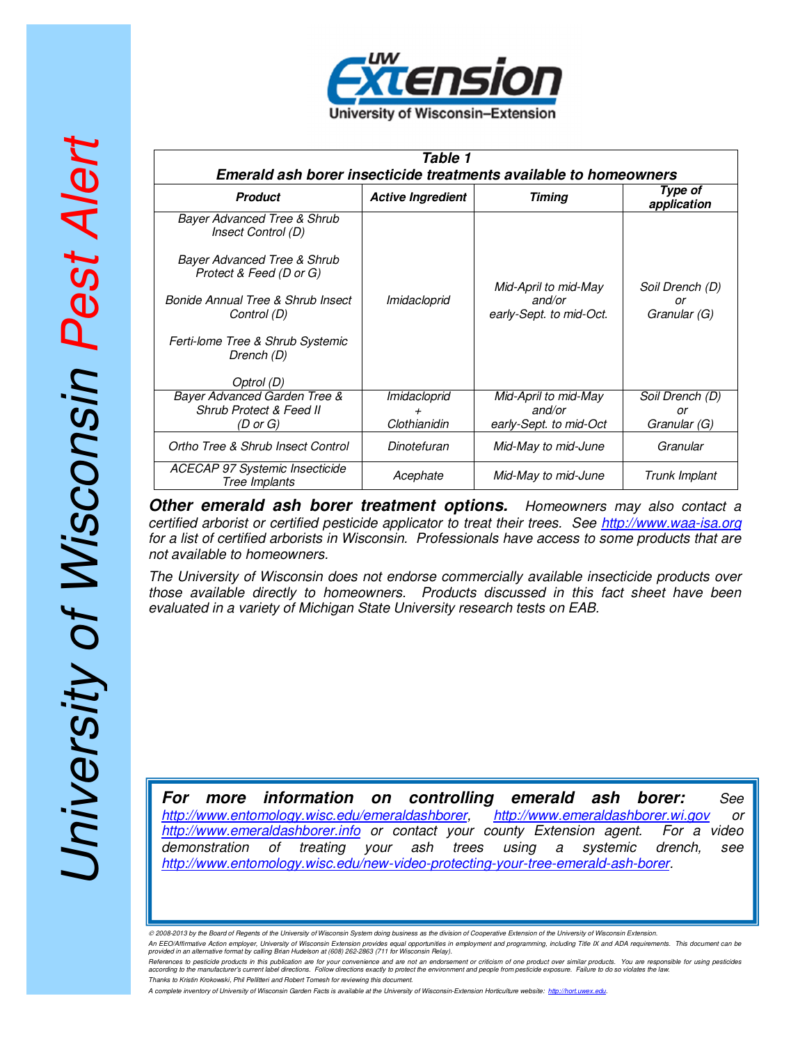**Table 1**
**Emerald ash borer insecticide treatments available to homeowners**

| Product | Active Ingredient | Timing | Type of application |
|---|---|---|---|
| Bayer Advanced Tree & Shrub Insect Control (D)<br><br>Bayer Advanced Tree & Shrub Protect & Feed (D or G)<br><br>Bonide Annual Tree & Shrub Insect Control (D)<br><br>Ferti-lome Tree & Shrub Systemic Drench (D)<br><br>Optrol (D) | Imidacloprid | Mid-April to mid-May and/or early-Sept. to mid-Oct. | Soil Drench (D) or Granular (G) |
| Bayer Advanced Garden Tree & Shrub Protect & Feed II (D or G) | Imidacloprid + Clothianidin | Mid-April to mid-May and/or early-Sept. to mid-Oct | Soil Drench (D) or Granular (G) |
| Ortho Tree & Shrub Insect Control | Dinotefuran | Mid-May to mid-June | Granular |
| ACECAP 97 Systemic Insecticide Tree Implants | Acephate | Mid-May to mid-June | Trunk Implant |

***Other emerald ash borer treatment options.*** *Homeowners may also contact a certified arborist or certified pesticide applicator to treat their trees. See http://www.waa-isa.org for a list of certified arborists in Wisconsin. Professionals have access to some products that are not available to homeowners.*

*The University of Wisconsin does not endorse commercially available insecticide products over those available directly to homeowners. Products discussed in this fact sheet have been evaluated in a variety of Michigan State University research tests on EAB.*

***For more information on controlling emerald ash borer:*** *See http://www.entomology.wisc.edu/emeraldashborer, http://www.emeraldashborer.wi.gov or http://www.emeraldashborer.info or contact your county Extension agent. For a video demonstration of treating your ash trees using a systemic drench, see http://www.entomology.wisc.edu/new-video-protecting-your-tree-emerald-ash-borer.*

*© 2008-2013 by the Board of Regents of the University of Wisconsin System doing business as the division of Cooperative Extension of the University of Wisconsin Extension.*

*An EEO/Affirmative Action employer, University of Wisconsin Extension provides equal opportunities in employment and programming, including Title IX and ADA requirements. This document can be provided in an alternative format by calling Brian Hudelson at (608) 262-2863 (711 for Wisconsin Relay).*

*References to pesticide products in this publication are for your convenience and are not an endorsement or criticism of one product over similar products. You are responsible for using pesticides according to the manufacturer's current label directions. Follow directions exactly to protect the environment and people from pesticide exposure. Failure to do so violates the law.*

*Thanks to Kristin Krokowski, Phil Pellitteri and Robert Tomesh for reviewing this document.*

*A complete inventory of University of Wisconsin Garden Facts is available at the University of Wisconsin-Extension Horticulture website: http://hort.uwex.edu.*